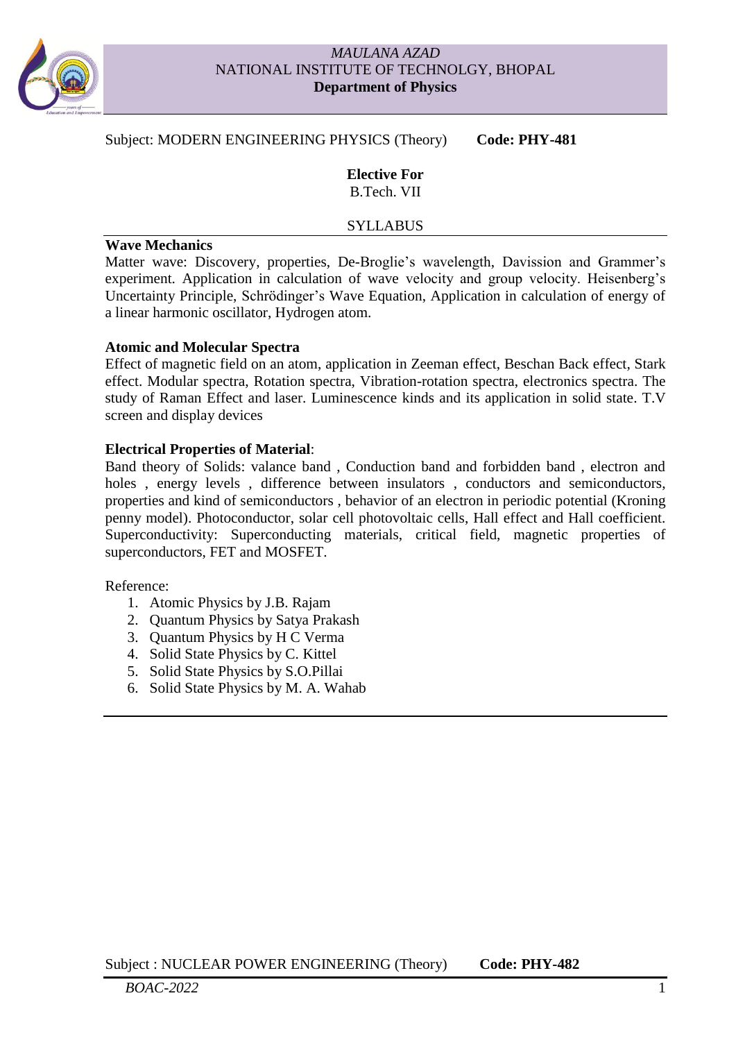*MAULANA AZAD*
NATIONAL INSTITUTE OF TECHNOLGY, BHOPAL
**Department of Physics**

Subject: MODERN ENGINEERING PHYSICS (Theory) **Code: PHY-481**

**Elective For**
B.Tech. VII

SYLLABUS

**Wave Mechanics**

Matter wave: Discovery, properties, De-Broglie's wavelength, Davission and Grammer's experiment. Application in calculation of wave velocity and group velocity. Heisenberg's Uncertainty Principle, Schrödinger's Wave Equation, Application in calculation of energy of a linear harmonic oscillator, Hydrogen atom.

**Atomic and Molecular Spectra**

Effect of magnetic field on an atom, application in Zeeman effect, Beschan Back effect, Stark effect. Modular spectra, Rotation spectra, Vibration-rotation spectra, electronics spectra. The study of Raman Effect and laser. Luminescence kinds and its application in solid state. T.V screen and display devices

**Electrical Properties of Material**:

Band theory of Solids: valance band , Conduction band and forbidden band , electron and holes , energy levels , difference between insulators , conductors and semiconductors, properties and kind of semiconductors , behavior of an electron in periodic potential (Kroning penny model). Photoconductor, solar cell photovoltaic cells, Hall effect and Hall coefficient. Superconductivity: Superconducting materials, critical field, magnetic properties of superconductors, FET and MOSFET.

Reference:

1. Atomic Physics by J.B. Rajam
2. Quantum Physics by Satya Prakash
3. Quantum Physics by H C Verma
4. Solid State Physics by C. Kittel
5. Solid State Physics by S.O.Pillai
6. Solid State Physics by M. A. Wahab

Subject : NUCLEAR POWER ENGINEERING (Theory) **Code: PHY-482**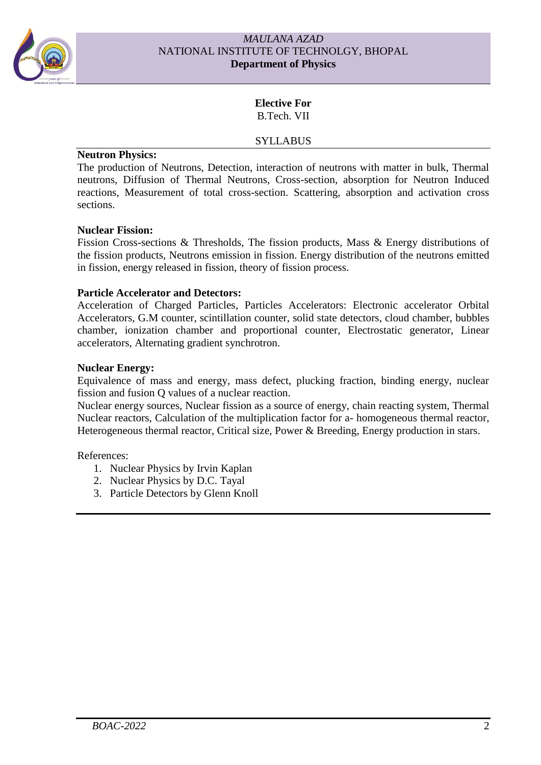**Elective For**
B.Tech. VII

SYLLABUS

**Neutron Physics:**
The production of Neutrons, Detection, interaction of neutrons with matter in bulk, Thermal neutrons, Diffusion of Thermal Neutrons, Cross-section, absorption for Neutron Induced reactions, Measurement of total cross-section. Scattering, absorption and activation cross sections.

**Nuclear Fission:**
Fission Cross-sections & Thresholds, The fission products, Mass & Energy distributions of the fission products, Neutrons emission in fission. Energy distribution of the neutrons emitted in fission, energy released in fission, theory of fission process.

**Particle Accelerator and Detectors:**
Acceleration of Charged Particles, Particles Accelerators: Electronic accelerator Orbital Accelerators, G.M counter, scintillation counter, solid state detectors, cloud chamber, bubbles chamber, ionization chamber and proportional counter, Electrostatic generator, Linear accelerators, Alternating gradient synchrotron.

**Nuclear Energy:**
Equivalence of mass and energy, mass defect, plucking fraction, binding energy, nuclear fission and fusion Q values of a nuclear reaction.
Nuclear energy sources, Nuclear fission as a source of energy, chain reacting system, Thermal Nuclear reactors, Calculation of the multiplication factor for a- homogeneous thermal reactor, Heterogeneous thermal reactor, Critical size, Power & Breeding, Energy production in stars.

References:

1. Nuclear Physics by Irvin Kaplan
2. Nuclear Physics by D.C. Tayal
3. Particle Detectors by Glenn Knoll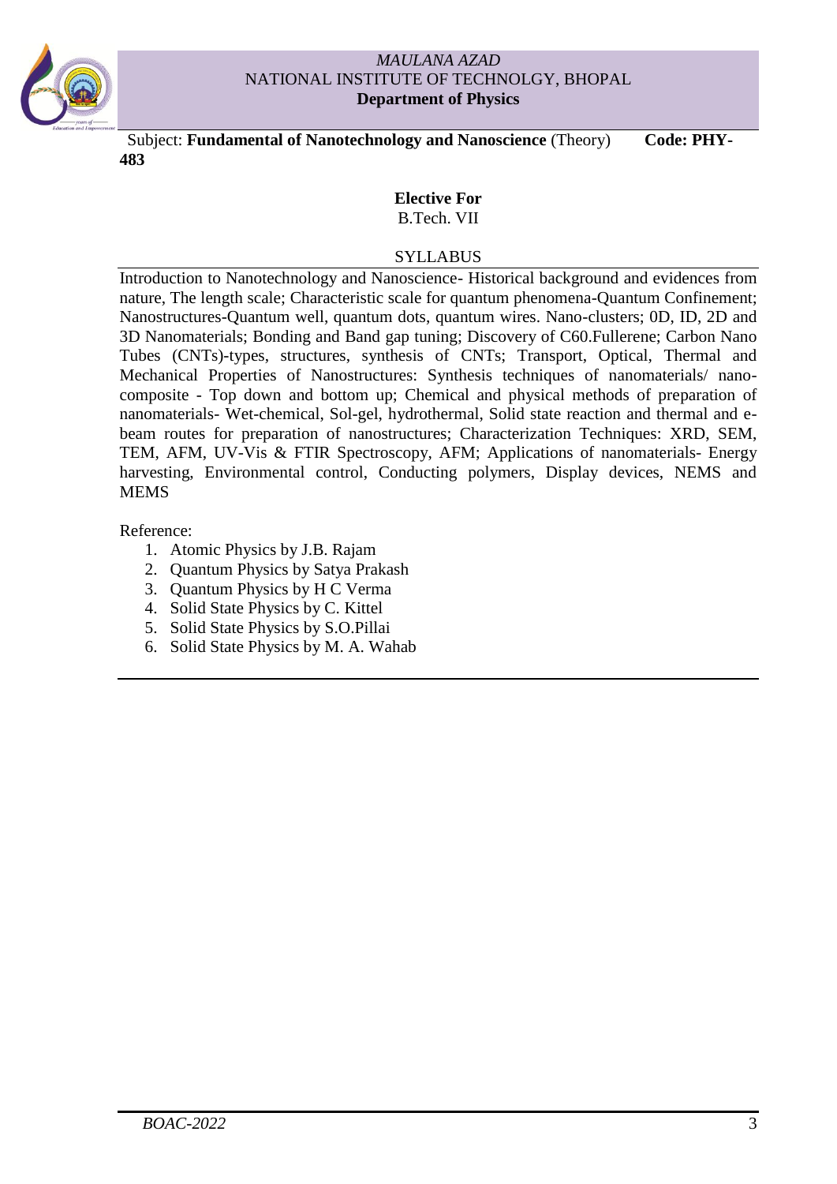*MAULANA AZAD*
NATIONAL INSTITUTE OF TECHNOLGY, BHOPAL
**Department of Physics**

Subject: **Fundamental of Nanotechnology and Nanoscience** (Theory) **Code: PHY-483**

**Elective For**
B.Tech. VII

SYLLABUS

Introduction to Nanotechnology and Nanoscience- Historical background and evidences from nature, The length scale; Characteristic scale for quantum phenomena-Quantum Confinement; Nanostructures-Quantum well, quantum dots, quantum wires. Nano-clusters; 0D, ID, 2D and 3D Nanomaterials; Bonding and Band gap tuning; Discovery of C60.Fullerene; Carbon Nano Tubes (CNTs)-types, structures, synthesis of CNTs; Transport, Optical, Thermal and Mechanical Properties of Nanostructures: Synthesis techniques of nanomaterials/ nano-composite - Top down and bottom up; Chemical and physical methods of preparation of nanomaterials- Wet-chemical, Sol-gel, hydrothermal, Solid state reaction and thermal and e-beam routes for preparation of nanostructures; Characterization Techniques: XRD, SEM, TEM, AFM, UV-Vis & FTIR Spectroscopy, AFM; Applications of nanomaterials- Energy harvesting, Environmental control, Conducting polymers, Display devices, NEMS and MEMS

Reference:

1. Atomic Physics by J.B. Rajam
2. Quantum Physics by Satya Prakash
3. Quantum Physics by H C Verma
4. Solid State Physics by C. Kittel
5. Solid State Physics by S.O.Pillai
6. Solid State Physics by M. A. Wahab